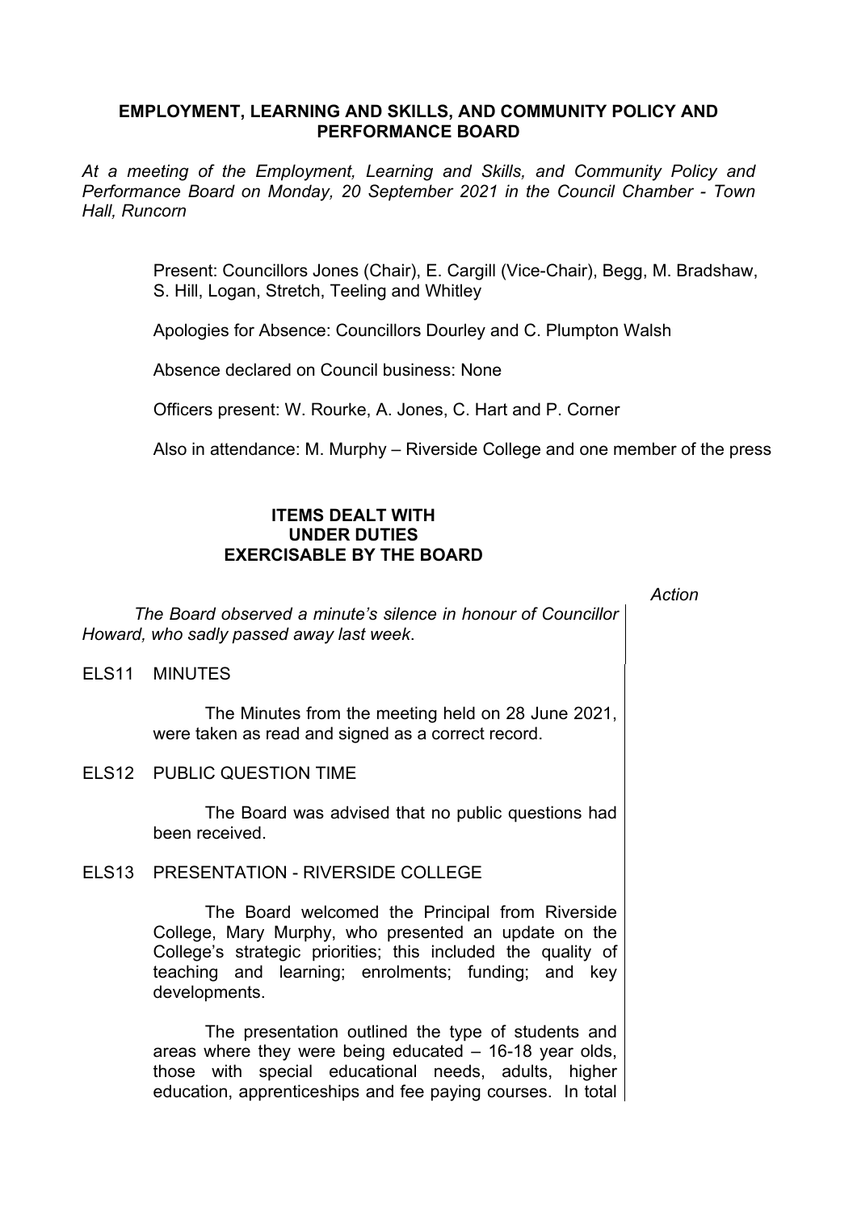# EMPLOYMENT, LEARNING AND SKILLS, AND COMMUNITY POLICY AND PERFORMANCE BOARD

*At a meeting of the Employment, Learning and Skills, and Community Policy and Performance Board on Monday, 20 September 2021 in the Council Chamber - Town Hall, Runcorn*

Present: Councillors Jones (Chair), E. Cargill (Vice-Chair), Begg, M. Bradshaw, S. Hill, Logan, Stretch, Teeling and Whitley

Apologies for Absence: Councillors Dourley and C. Plumpton Walsh

Absence declared on Council business: None

Officers present: W. Rourke, A. Jones, C. Hart and P. Corner

Also in attendance: M. Murphy – Riverside College and one member of the press

## ITEMS DEALT WITH UNDER DUTIES EXERCISABLE BY THE BOARD

*Action*

*The Board observed a minute's silence in honour of Councillor Howard, who sadly passed away last week.*

### ELS11 MINUTES

The Minutes from the meeting held on 28 June 2021, were taken as read and signed as a correct record.

### ELS12 PUBLIC QUESTION TIME

The Board was advised that no public questions had been received.

### ELS13 PRESENTATION - RIVERSIDE COLLEGE

The Board welcomed the Principal from Riverside College, Mary Murphy, who presented an update on the College's strategic priorities; this included the quality of teaching and learning; enrolments; funding; and key developments.

The presentation outlined the type of students and areas where they were being educated – 16-18 year olds, those with special educational needs, adults, higher education, apprenticeships and fee paying courses. In total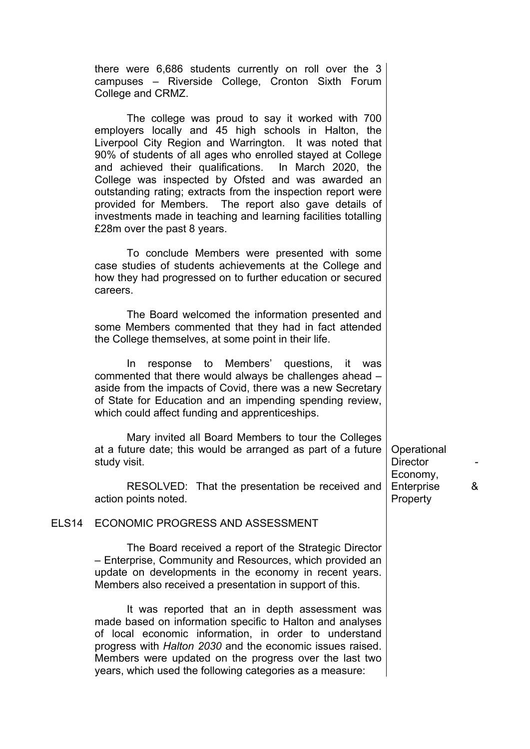there were 6,686 students currently on roll over the 3 campuses – Riverside College, Cronton Sixth Forum College and CRMZ.

The college was proud to say it worked with 700 employers locally and 45 high schools in Halton, the Liverpool City Region and Warrington. It was noted that 90% of students of all ages who enrolled stayed at College and achieved their qualifications. In March 2020, the College was inspected by Ofsted and was awarded an outstanding rating; extracts from the inspection report were provided for Members. The report also gave details of investments made in teaching and learning facilities totalling £28m over the past 8 years.

To conclude Members were presented with some case studies of students achievements at the College and how they had progressed on to further education or secured careers.

The Board welcomed the information presented and some Members commented that they had in fact attended the College themselves, at some point in their life.

In response to Members' questions, it was commented that there would always be challenges ahead – aside from the impacts of Covid, there was a new Secretary of State for Education and an impending spending review, which could affect funding and apprenticeships.

Mary invited all Board Members to tour the Colleges at a future date; this would be arranged as part of a future study visit.

RESOLVED: That the presentation be received and action points noted.

Operational Director - Economy, Enterprise & Property

## ELS14 ECONOMIC PROGRESS AND ASSESSMENT

The Board received a report of the Strategic Director – Enterprise, Community and Resources, which provided an update on developments in the economy in recent years. Members also received a presentation in support of this.

It was reported that an in depth assessment was made based on information specific to Halton and analyses of local economic information, in order to understand progress with *Halton 2030* and the economic issues raised. Members were updated on the progress over the last two years, which used the following categories as a measure: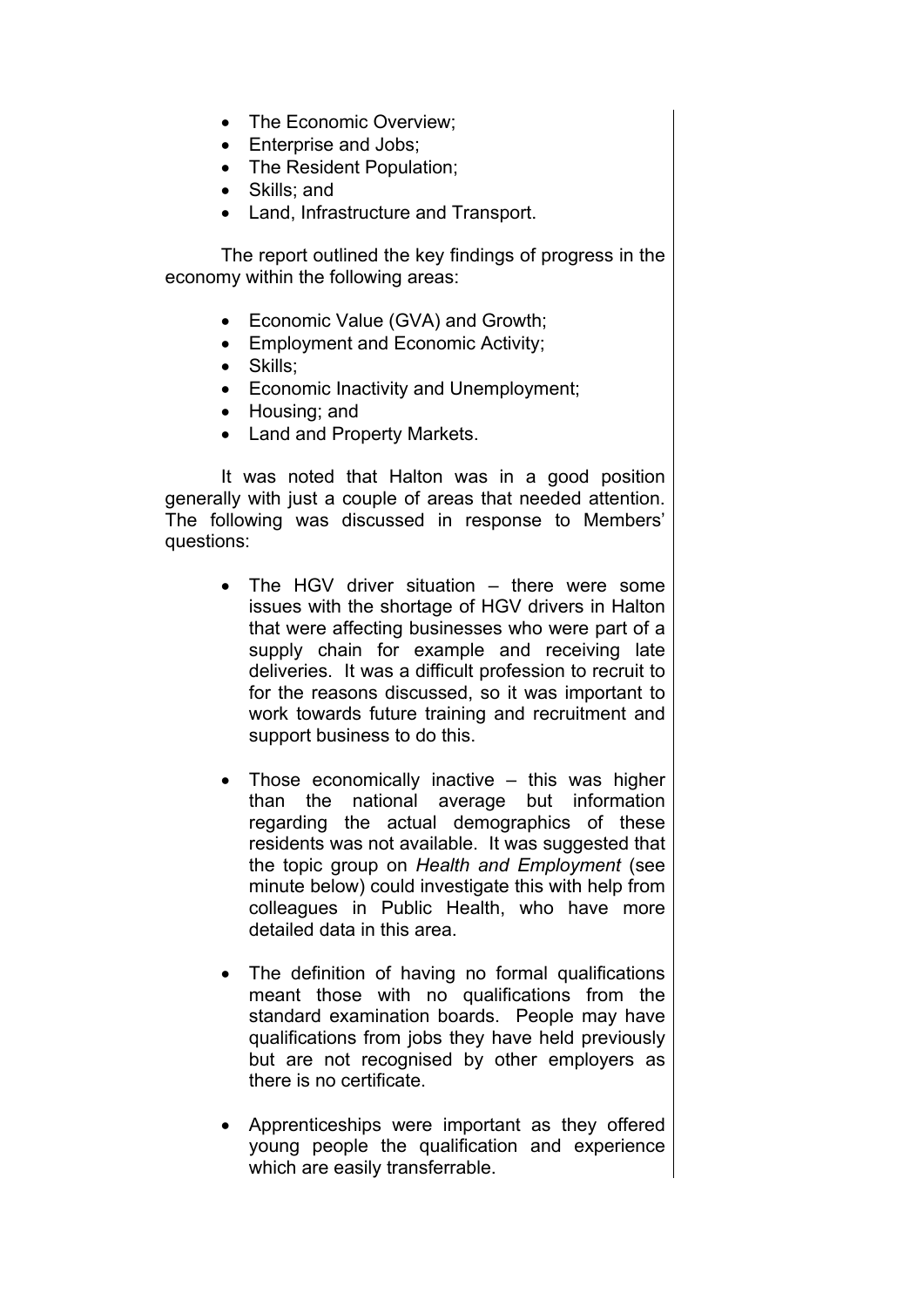- The Economic Overview;
- Enterprise and Jobs;
- The Resident Population;
- Skills; and
- Land, Infrastructure and Transport.

The report outlined the key findings of progress in the economy within the following areas:

- Economic Value (GVA) and Growth;
- Employment and Economic Activity;
- Skills;
- Economic Inactivity and Unemployment;
- Housing; and
- Land and Property Markets.

It was noted that Halton was in a good position generally with just a couple of areas that needed attention. The following was discussed in response to Members' questions:

- The HGV driver situation – there were some issues with the shortage of HGV drivers in Halton that were affecting businesses who were part of a supply chain for example and receiving late deliveries. It was a difficult profession to recruit to for the reasons discussed, so it was important to work towards future training and recruitment and support business to do this.

- Those economically inactive – this was higher than the national average but information regarding the actual demographics of these residents was not available. It was suggested that the topic group on *Health and Employment* (see minute below) could investigate this with help from colleagues in Public Health, who have more detailed data in this area.

- The definition of having no formal qualifications meant those with no qualifications from the standard examination boards. People may have qualifications from jobs they have held previously but are not recognised by other employers as there is no certificate.

- Apprenticeships were important as they offered young people the qualification and experience which are easily transferrable.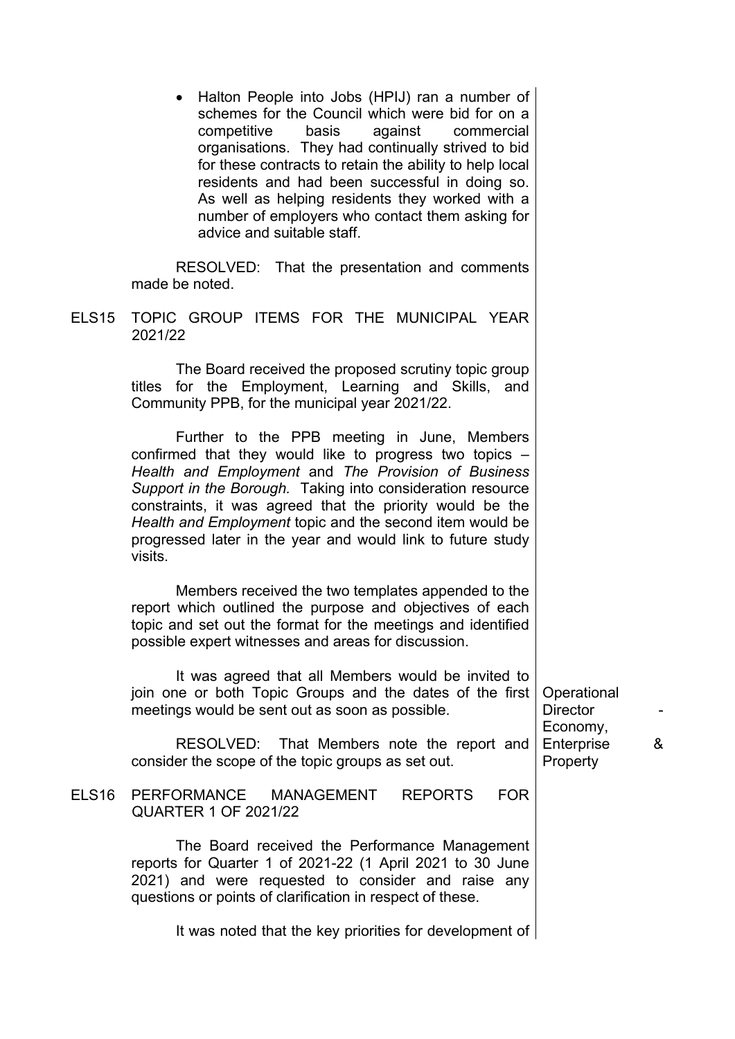- Halton People into Jobs (HPIJ) ran a number of schemes for the Council which were bid for on a competitive basis against commercial organisations. They had continually strived to bid for these contracts to retain the ability to help local residents and had been successful in doing so. As well as helping residents they worked with a number of employers who contact them asking for advice and suitable staff.

RESOLVED: That the presentation and comments made be noted.

## ELS15 TOPIC GROUP ITEMS FOR THE MUNICIPAL YEAR 2021/22

The Board received the proposed scrutiny topic group titles for the Employment, Learning and Skills, and Community PPB, for the municipal year 2021/22.

Further to the PPB meeting in June, Members confirmed that they would like to progress two topics – *Health and Employment* and *The Provision of Business Support in the Borough.* Taking into consideration resource constraints, it was agreed that the priority would be the *Health and Employment* topic and the second item would be progressed later in the year and would link to future study visits.

Members received the two templates appended to the report which outlined the purpose and objectives of each topic and set out the format for the meetings and identified possible expert witnesses and areas for discussion.

It was agreed that all Members would be invited to join one or both Topic Groups and the dates of the first meetings would be sent out as soon as possible.

RESOLVED: That Members note the report and consider the scope of the topic groups as set out.

Operational Director - Economy, Enterprise & Property

## ELS16 PERFORMANCE MANAGEMENT REPORTS FOR QUARTER 1 OF 2021/22

The Board received the Performance Management reports for Quarter 1 of 2021-22 (1 April 2021 to 30 June 2021) and were requested to consider and raise any questions or points of clarification in respect of these.

It was noted that the key priorities for development of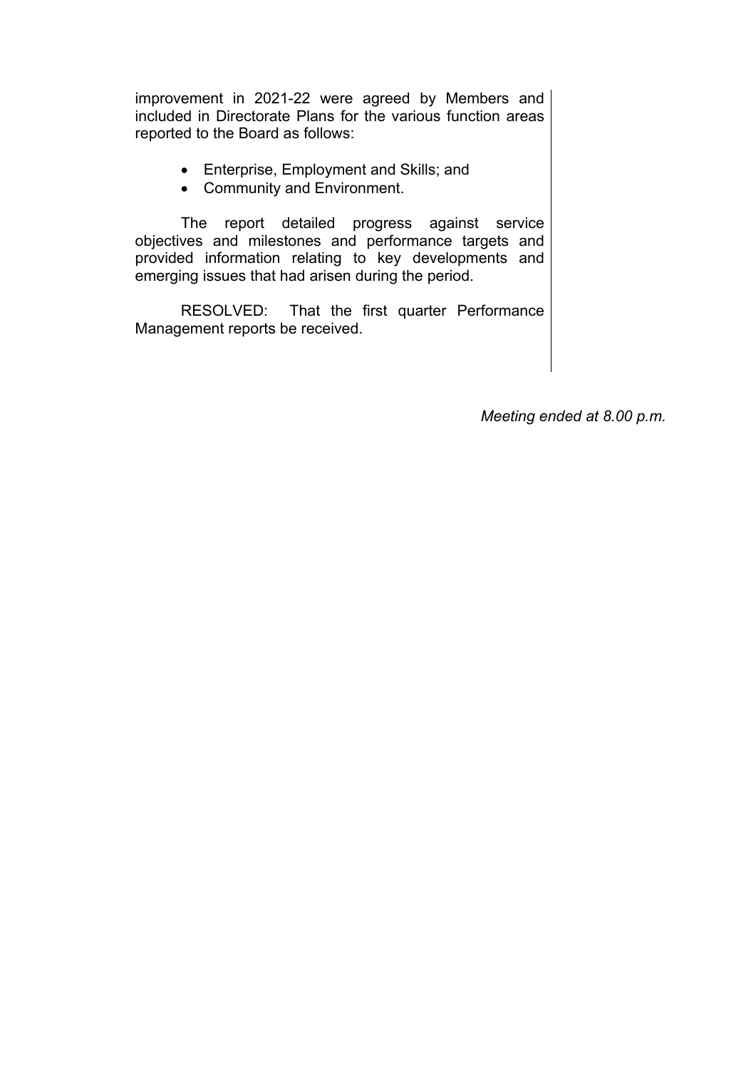improvement in 2021-22 were agreed by Members and included in Directorate Plans for the various function areas reported to the Board as follows:

- Enterprise, Employment and Skills; and
- Community and Environment.

The report detailed progress against service objectives and milestones and performance targets and provided information relating to key developments and emerging issues that had arisen during the period.

RESOLVED: That the first quarter Performance Management reports be received.

*Meeting ended at 8.00 p.m.*